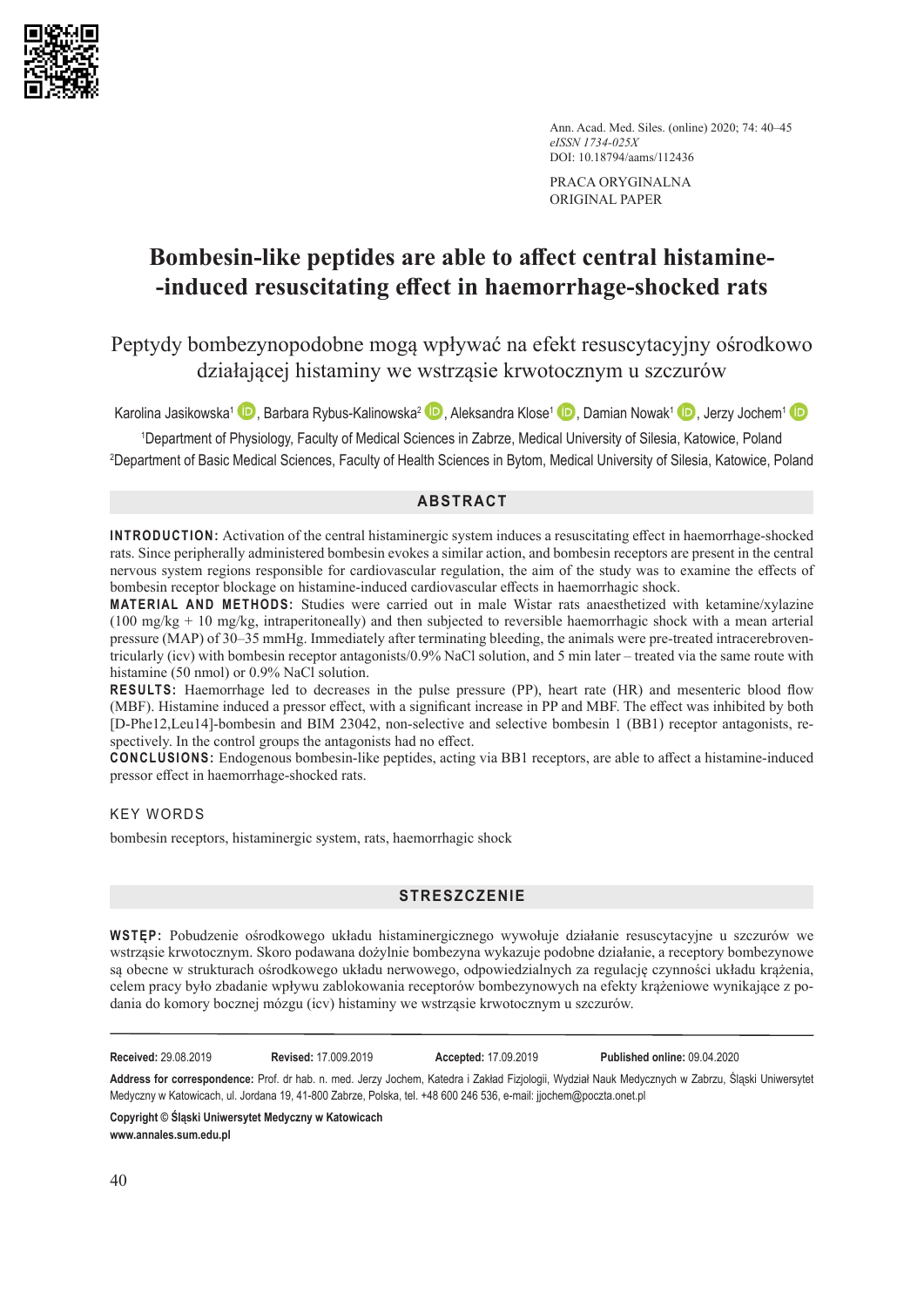PRACA ORYGINALNA
ORIGINAL PAPER

# Bombesin-like peptides are able to affect central histamine--induced resuscitating effect in haemorrhage-shocked rats

## Peptydy bombezynopodobne mogą wpływać na efekt resuscytacyjny ośrodkowo działającej histaminy we wstrząsie krwotocznym u szczurów

Karolina Jasikowska[1], Barbara Rybus-Kalinowska[2], Aleksandra Klose[1], Damian Nowak[1], Jerzy Jochem[1]

[1]Department of Physiology, Faculty of Medical Sciences in Zabrze, Medical University of Silesia, Katowice, Poland
[2]Department of Basic Medical Sciences, Faculty of Health Sciences in Bytom, Medical University of Silesia, Katowice, Poland

### ABSTRACT

**INTRODUCTION:** Activation of the central histaminergic system induces a resuscitating effect in haemorrhage-shocked rats. Since peripherally administered bombesin evokes a similar action, and bombesin receptors are present in the central nervous system regions responsible for cardiovascular regulation, the aim of the study was to examine the effects of bombesin receptor blockage on histamine-induced cardiovascular effects in haemorrhagic shock.

**MATERIAL AND METHODS:** Studies were carried out in male Wistar rats anaesthetized with ketamine/xylazine (100 mg/kg + 10 mg/kg, intraperitoneally) and then subjected to reversible haemorrhagic shock with a mean arterial pressure (MAP) of 30–35 mmHg. Immediately after terminating bleeding, the animals were pre-treated intracerebroventricularly (icv) with bombesin receptor antagonists/0.9% NaCl solution, and 5 min later – treated via the same route with histamine (50 nmol) or 0.9% NaCl solution.

**RESULTS:** Haemorrhage led to decreases in the pulse pressure (PP), heart rate (HR) and mesenteric blood flow (MBF). Histamine induced a pressor effect, with a significant increase in PP and MBF. The effect was inhibited by both [D-Phe12,Leu14]-bombesin and BIM 23042, non-selective and selective bombesin 1 (BB1) receptor antagonists, respectively. In the control groups the antagonists had no effect.

**CONCLUSIONS:** Endogenous bombesin-like peptides, acting via BB1 receptors, are able to affect a histamine-induced pressor effect in haemorrhage-shocked rats.

### KEY WORDS

bombesin receptors, histaminergic system, rats, haemorrhagic shock

### STRESZCZENIE

**WSTĘP:** Pobudzenie ośrodkowego układu histaminergicznego wywołuje działanie resuscytacyjne u szczurów we wstrząsie krwotocznym. Skoro podawana dożylnie bombezyna wykazuje podobne działanie, a receptory bombezynowe są obecne w strukturach ośrodkowego układu nerwowego, odpowiedzialnych za regulację czynności układu krążenia, celem pracy było zbadanie wpływu zablokowania receptorów bombezynowych na efekty krążeniowe wynikające z podania do komory bocznej mózgu (icv) histaminy we wstrząsie krwotocznym u szczurów.

---

**Received:** 29.08.2019 **Revised:** 17.009.2019 **Accepted:** 17.09.2019 **Published online:** 09.04.2020

**Address for correspondence:** Prof. dr hab. n. med. Jerzy Jochem, Katedra i Zakład Fizjologii, Wydział Nauk Medycznych w Zabrzu, Śląski Uniwersytet Medyczny w Katowicach, ul. Jordana 19, 41-800 Zabrze, Polska, tel. +48 600 246 536, e-mail: jjochem@poczta.onet.pl

**Copyright © Śląski Uniwersytet Medyczny w Katowicach**
**www.annales.sum.edu.pl**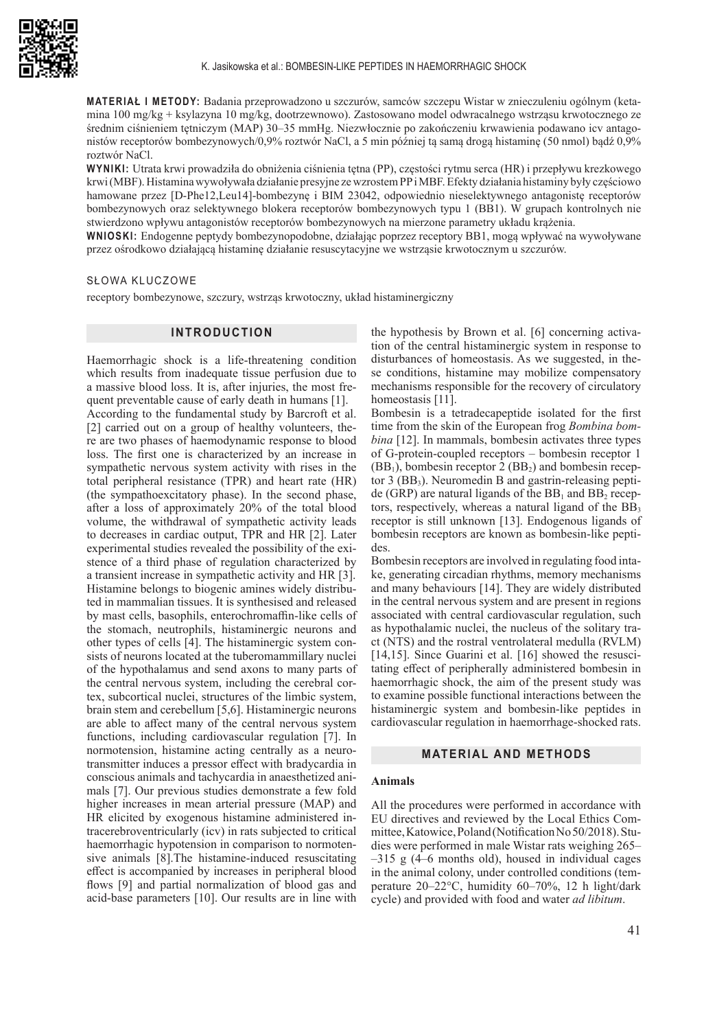**MATERIAŁ I METODY:** Badania przeprowadzono u szczurów, samców szczepu Wistar w znieczuleniu ogólnym (ketamina 100 mg/kg + ksylazyna 10 mg/kg, dootrzewnowo). Zastosowano model odwracalnego wstrząsu krwotocznego ze średnim ciśnieniem tętniczym (MAP) 30–35 mmHg. Niezwłocznie po zakończeniu krwawienia podawano icv antagonistów receptorów bombezynowych/0,9% roztwór NaCl, a 5 min później tą samą drogą histaminę (50 nmol) bądź 0,9% roztwór NaCl.

**WYNIKI:** Utrata krwi prowadziła do obniżenia ciśnienia tętna (PP), częstości rytmu serca (HR) i przepływu krezkowego krwi (MBF). Histamina wywoływała działanie presyjne ze wzrostem PP i MBF. Efekty działania histaminy były częściowo hamowane przez [D-Phe12,Leu14]-bombezynę i BIM 23042, odpowiednio nieselektywnego antagonistę receptorów bombezynowych oraz selektywnego blokera receptorów bombezynowych typu 1 (BB1). W grupach kontrolnych nie stwierdzono wpływu antagonistów receptorów bombezynowych na mierzone parametry układu krążenia.

**WNIOSKI:** Endogenne peptydy bombezynopodobne, działając poprzez receptory BB1, mogą wpływać na wywoływane przez ośrodkowo działającą histaminę działanie resuscytacyjne we wstrząsie krwotocznym u szczurów.

SŁOWA KLUCZOWE

receptory bombezynowe, szczury, wstrząs krwotoczny, układ histaminergiczny

## INTRODUCTION

Haemorrhagic shock is a life-threatening condition which results from inadequate tissue perfusion due to a massive blood loss. It is, after injuries, the most frequent preventable cause of early death in humans [1].

According to the fundamental study by Barcroft et al. [2] carried out on a group of healthy volunteers, there are two phases of haemodynamic response to blood loss. The first one is characterized by an increase in sympathetic nervous system activity with rises in the total peripheral resistance (TPR) and heart rate (HR) (the sympathoexcitatory phase). In the second phase, after a loss of approximately 20% of the total blood volume, the withdrawal of sympathetic activity leads to decreases in cardiac output, TPR and HR [2]. Later experimental studies revealed the possibility of the existence of a third phase of regulation characterized by a transient increase in sympathetic activity and HR [3].

Histamine belongs to biogenic amines widely distributed in mammalian tissues. It is synthesised and released by mast cells, basophils, enterochromaffin-like cells of the stomach, neutrophils, histaminergic neurons and other types of cells [4]. The histaminergic system consists of neurons located at the tuberomammillary nuclei of the hypothalamus and send axons to many parts of the central nervous system, including the cerebral cortex, subcortical nuclei, structures of the limbic system, brain stem and cerebellum [5,6]. Histaminergic neurons are able to affect many of the central nervous system functions, including cardiovascular regulation [7]. In normotension, histamine acting centrally as a neurotransmitter induces a pressor effect with bradycardia in conscious animals and tachycardia in anaesthetized animals [7]. Our previous studies demonstrate a few fold higher increases in mean arterial pressure (MAP) and HR elicited by exogenous histamine administered intracerebroventricularly (icv) in rats subjected to critical haemorrhagic hypotension in comparison to normotensive animals [8].The histamine-induced resuscitating effect is accompanied by increases in peripheral blood flows [9] and partial normalization of blood gas and acid-base parameters [10]. Our results are in line with the hypothesis by Brown et al. [6] concerning activation of the central histaminergic system in response to disturbances of homeostasis. As we suggested, in these conditions, histamine may mobilize compensatory mechanisms responsible for the recovery of circulatory homeostasis [11].

Bombesin is a tetradecapeptide isolated for the first time from the skin of the European frog *Bombina bombina* [12]. In mammals, bombesin activates three types of G-protein-coupled receptors – bombesin receptor 1 ($BB_1$), bombesin receptor 2 ($BB_2$) and bombesin receptor 3 ($BB_3$). Neuromedin B and gastrin-releasing peptide (GRP) are natural ligands of the $BB_1$ and $BB_2$ receptors, respectively, whereas a natural ligand of the $BB_3$ receptor is still unknown [13]. Endogenous ligands of bombesin receptors are known as bombesin-like peptides.

Bombesin receptors are involved in regulating food intake, generating circadian rhythms, memory mechanisms and many behaviours [14]. They are widely distributed in the central nervous system and are present in regions associated with central cardiovascular regulation, such as hypothalamic nuclei, the nucleus of the solitary tract (NTS) and the rostral ventrolateral medulla (RVLM) [14,15]. Since Guarini et al. [16] showed the resuscitating effect of peripherally administered bombesin in haemorrhagic shock, the aim of the present study was to examine possible functional interactions between the histaminergic system and bombesin-like peptides in cardiovascular regulation in haemorrhage-shocked rats.

## MATERIAL AND METHODS

### Animals

All the procedures were performed in accordance with EU directives and reviewed by the Local Ethics Committee, Katowice, Poland (Notification No 50/2018). Studies were performed in male Wistar rats weighing 265–315 g (4–6 months old), housed in individual cages in the animal colony, under controlled conditions (temperature 20–22°C, humidity 60–70%, 12 h light/dark cycle) and provided with food and water *ad libitum*.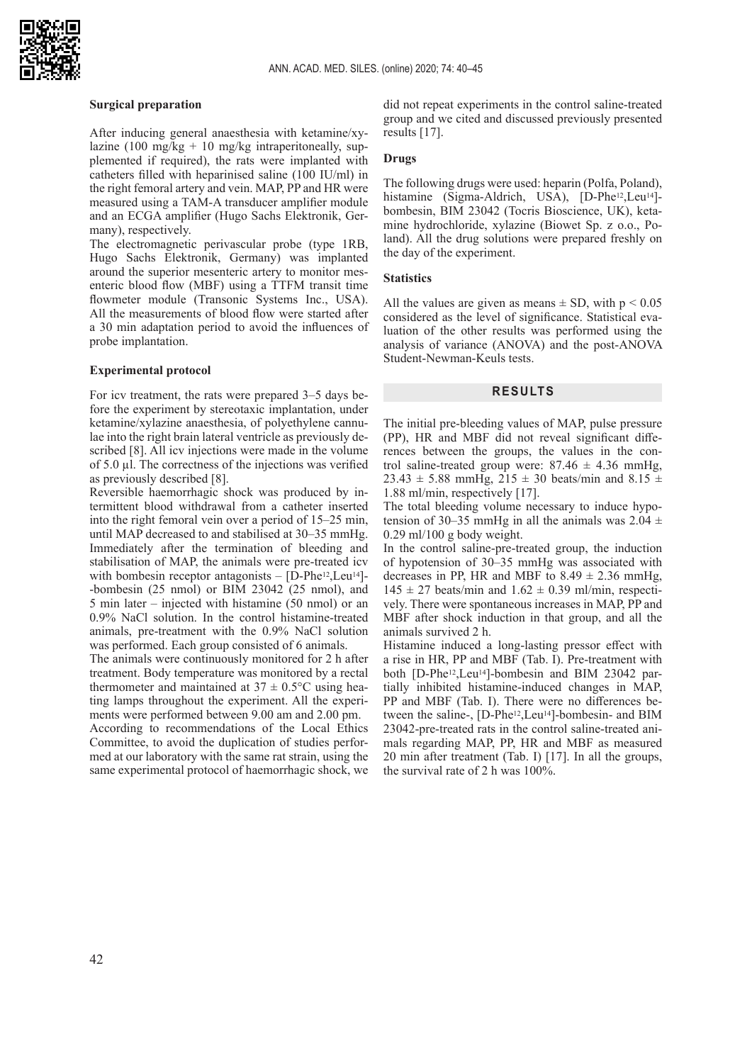### Surgical preparation

After inducing general anaesthesia with ketamine/xylazine (100 mg/kg + 10 mg/kg intraperitoneally, supplemented if required), the rats were implanted with catheters filled with heparinised saline (100 IU/ml) in the right femoral artery and vein. MAP, PP and HR were measured using a TAM-A transducer amplifier module and an ECGA amplifier (Hugo Sachs Elektronik, Germany), respectively.

The electromagnetic perivascular probe (type 1RB, Hugo Sachs Elektronik, Germany) was implanted around the superior mesenteric artery to monitor mesenteric blood flow (MBF) using a TTFM transit time flowmeter module (Transonic Systems Inc., USA). All the measurements of blood flow were started after a 30 min adaptation period to avoid the influences of probe implantation.

### Experimental protocol

For icv treatment, the rats were prepared 3–5 days before the experiment by stereotaxic implantation, under ketamine/xylazine anaesthesia, of polyethylene cannulae into the right brain lateral ventricle as previously described [8]. All icv injections were made in the volume of 5.0 µl. The correctness of the injections was verified as previously described [8].

Reversible haemorrhagic shock was produced by intermittent blood withdrawal from a catheter inserted into the right femoral vein over a period of 15–25 min, until MAP decreased to and stabilised at 30–35 mmHg. Immediately after the termination of bleeding and stabilisation of MAP, the animals were pre-treated icv with bombesin receptor antagonists – [D-Phe[12],Leu[14]]-bombesin (25 nmol) or BIM 23042 (25 nmol), and 5 min later – injected with histamine (50 nmol) or an 0.9% NaCl solution. In the control histamine-treated animals, pre-treatment with the 0.9% NaCl solution was performed. Each group consisted of 6 animals.

The animals were continuously monitored for 2 h after treatment. Body temperature was monitored by a rectal thermometer and maintained at $37 \pm 0.5$°C using heating lamps throughout the experiment. All the experiments were performed between 9.00 am and 2.00 pm.

According to recommendations of the Local Ethics Committee, to avoid the duplication of studies performed at our laboratory with the same rat strain, using the same experimental protocol of haemorrhagic shock, we did not repeat experiments in the control saline-treated group and we cited and discussed previously presented results [17].

### Drugs

The following drugs were used: heparin (Polfa, Poland), histamine (Sigma-Aldrich, USA), [D-Phe[12],Leu[14]]-bombesin, BIM 23042 (Tocris Bioscience, UK), ketamine hydrochloride, xylazine (Biowet Sp. z o.o., Poland). All the drug solutions were prepared freshly on the day of the experiment.

### Statistics

All the values are given as means ± SD, with $p < 0.05$ considered as the level of significance. Statistical evaluation of the other results was performed using the analysis of variance (ANOVA) and the post-ANOVA Student-Newman-Keuls tests.

## RESULTS

The initial pre-bleeding values of MAP, pulse pressure (PP), HR and MBF did not reveal significant differences between the groups, the values in the control saline-treated group were: $87.46 \pm 4.36$ mmHg, $23.43 \pm 5.88$ mmHg, $215 \pm 30$ beats/min and $8.15 \pm 1.88$ ml/min, respectively [17].

The total bleeding volume necessary to induce hypotension of 30–35 mmHg in all the animals was $2.04 \pm 0.29$ ml/100 g body weight.

In the control saline-pre-treated group, the induction of hypotension of 30–35 mmHg was associated with decreases in PP, HR and MBF to $8.49 \pm 2.36$ mmHg, $145 \pm 27$ beats/min and $1.62 \pm 0.39$ ml/min, respectively. There were spontaneous increases in MAP, PP and MBF after shock induction in that group, and all the animals survived 2 h.

Histamine induced a long-lasting pressor effect with a rise in HR, PP and MBF (Tab. I). Pre-treatment with both [D-Phe[12],Leu[14]]-bombesin and BIM 23042 partially inhibited histamine-induced changes in MAP, PP and MBF (Tab. I). There were no differences between the saline-, [D-Phe[12],Leu[14]]-bombesin- and BIM 23042-pre-treated rats in the control saline-treated animals regarding MAP, PP, HR and MBF as measured 20 min after treatment (Tab. I) [17]. In all the groups, the survival rate of 2 h was 100%.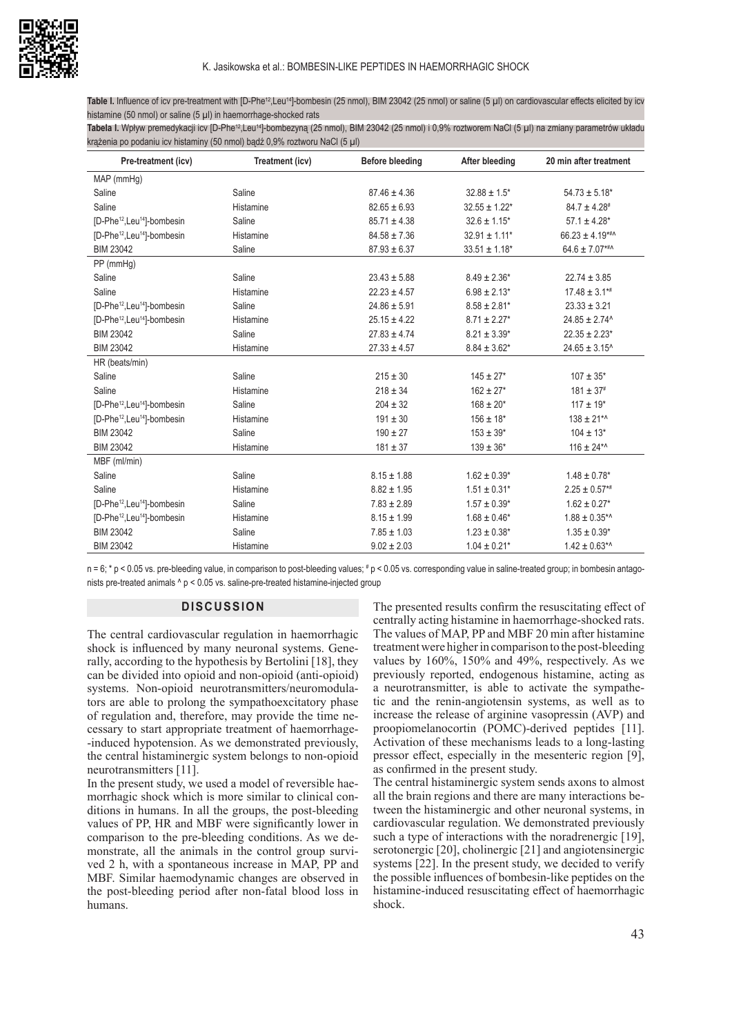**Table I.** Influence of icv pre-treatment with [D-Phe[12],Leu[14]]-bombesin (25 nmol), BIM 23042 (25 nmol) or saline (5 µl) on cardiovascular effects elicited by icv histamine (50 nmol) or saline (5 µl) in haemorrhage-shocked rats

**Tabela I.** Wpływ premedykacji icv [D-Phe[12],Leu[14]]-bombezyną (25 nmol), BIM 23042 (25 nmol) i 0,9% roztworem NaCl (5 µl) na zmiany parametrów układu krążenia po podaniu icv histaminy (50 nmol) bądź 0,9% roztworu NaCl (5 µl)

| Pre-treatment (icv) | Treatment (icv) | Before bleeding | After bleeding | 20 min after treatment |
|---|---|---|---|---|
| MAP (mmHg) | | | | |
| Saline | Saline | 87.46 ± 4.36 | 32.88 ± 1.5* | 54.73 ± 5.18* |
| Saline | Histamine | 82.65 ± 6.93 | 32.55 ± 1.22* | 84.7 ± 4.28# |
| [D-Phe[12],Leu[14]]-bombesin | Saline | 85.71 ± 4.38 | 32.6 ± 1.15* | 57.1 ± 4.28* |
| [D-Phe[12],Leu[14]]-bombesin | Histamine | 84.58 ± 7.36 | 32.91 ± 1.11* | 66.23 ± 4.19*#^ |
| BIM 23042 | Saline | 87.93 ± 6.37 | 33.51 ± 1.18* | 64.6 ± 7.07*#^ |
| PP (mmHg) | | | | |
| Saline | Saline | 23.43 ± 5.88 | 8.49 ± 2.36* | 22.74 ± 3.85 |
| Saline | Histamine | 22.23 ± 4.57 | 6.98 ± 2.13* | 17.48 ± 3.1*# |
| [D-Phe[12],Leu[14]]-bombesin | Saline | 24.86 ± 5.91 | 8.58 ± 2.81* | 23.33 ± 3.21 |
| [D-Phe[12],Leu[14]]-bombesin | Histamine | 25.15 ± 4.22 | 8.71 ± 2.27* | 24.85 ± 2.74^ |
| BIM 23042 | Saline | 27.83 ± 4.74 | 8.21 ± 3.39* | 22.35 ± 2.23* |
| BIM 23042 | Histamine | 27.33 ± 4.57 | 8.84 ± 3.62* | 24.65 ± 3.15^ |
| HR (beats/min) | | | | |
| Saline | Saline | 215 ± 30 | 145 ± 27* | 107 ± 35* |
| Saline | Histamine | 218 ± 34 | 162 ± 27* | 181 ± 37# |
| [D-Phe[12],Leu[14]]-bombesin | Saline | 204 ± 32 | 168 ± 20* | 117 ± 19* |
| [D-Phe[12],Leu[14]]-bombesin | Histamine | 191 ± 30 | 156 ± 18* | 138 ± 21*^ |
| BIM 23042 | Saline | 190 ± 27 | 153 ± 39* | 104 ± 13* |
| BIM 23042 | Histamine | 181 ± 37 | 139 ± 36* | 116 ± 24*^ |
| MBF (ml/min) | | | | |
| Saline | Saline | 8.15 ± 1.88 | 1.62 ± 0.39* | 1.48 ± 0.78* |
| Saline | Histamine | 8.82 ± 1.95 | 1.51 ± 0.31* | 2.25 ± 0.57*# |
| [D-Phe[12],Leu[14]]-bombesin | Saline | 7.83 ± 2.89 | 1.57 ± 0.39* | 1.62 ± 0.27* |
| [D-Phe[12],Leu[14]]-bombesin | Histamine | 8.15 ± 1.99 | 1.68 ± 0.46* | 1.88 ± 0.35*^ |
| BIM 23042 | Saline | 7.85 ± 1.03 | 1.23 ± 0.38* | 1.35 ± 0.39* |
| BIM 23042 | Histamine | 9.02 ± 2.03 | 1.04 ± 0.21* | 1.42 ± 0.63*^ |

n = 6; * $p < 0.05$ vs. pre-bleeding value, in comparison to post-bleeding values; # $p < 0.05$ vs. corresponding value in saline-treated group; in bombesin antagonists pre-treated animals ^ $p < 0.05$ vs. saline-pre-treated histamine-injected group

## DISCUSSION

The central cardiovascular regulation in haemorrhagic shock is influenced by many neuronal systems. Generally, according to the hypothesis by Bertolini [18], they can be divided into opioid and non-opioid (anti-opioid) systems. Non-opioid neurotransmitters/neuromodulators are able to prolong the sympathoexcitatory phase of regulation and, therefore, may provide the time necessary to start appropriate treatment of haemorrhage-induced hypotension. As we demonstrated previously, the central histaminergic system belongs to non-opioid neurotransmitters [11].

In the present study, we used a model of reversible haemorrhagic shock which is more similar to clinical conditions in humans. In all the groups, the post-bleeding values of PP, HR and MBF were significantly lower in comparison to the pre-bleeding conditions. As we demonstrate, all the animals in the control group survived 2 h, with a spontaneous increase in MAP, PP and MBF. Similar haemodynamic changes are observed in the post-bleeding period after non-fatal blood loss in humans.

The presented results confirm the resuscitating effect of centrally acting histamine in haemorrhage-shocked rats. The values of MAP, PP and MBF 20 min after histamine treatment were higher in comparison to the post-bleeding values by 160%, 150% and 49%, respectively. As we previously reported, endogenous histamine, acting as a neurotransmitter, is able to activate the sympathetic and the renin-angiotensin systems, as well as to increase the release of arginine vasopressin (AVP) and proopiomelanocortin (POMC)-derived peptides [11]. Activation of these mechanisms leads to a long-lasting pressor effect, especially in the mesenteric region [9], as confirmed in the present study.

The central histaminergic system sends axons to almost all the brain regions and there are many interactions between the histaminergic and other neuronal systems, in cardiovascular regulation. We demonstrated previously such a type of interactions with the noradrenergic [19], serotonergic [20], cholinergic [21] and angiotensinergic systems [22]. In the present study, we decided to verify the possible influences of bombesin-like peptides on the histamine-induced resuscitating effect of haemorrhagic shock.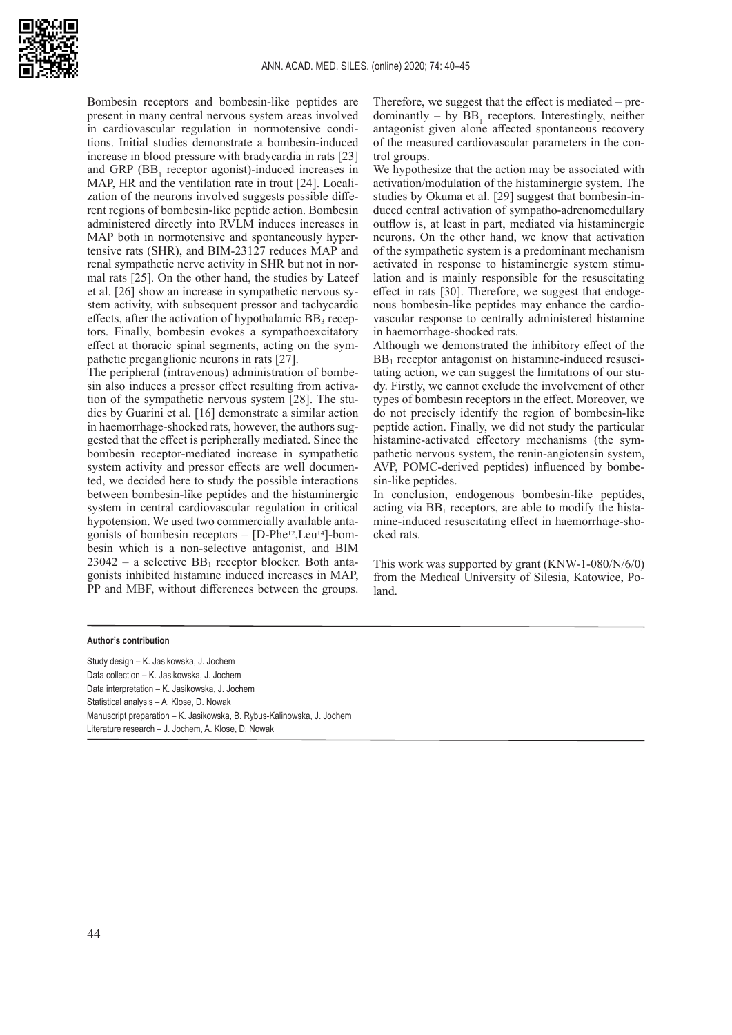Bombesin receptors and bombesin-like peptides are present in many central nervous system areas involved in cardiovascular regulation in normotensive conditions. Initial studies demonstrate a bombesin-induced increase in blood pressure with bradycardia in rats [23] and GRP ($BB_1$ receptor agonist)-induced increases in MAP, HR and the ventilation rate in trout [24]. Localization of the neurons involved suggests possible different regions of bombesin-like peptide action. Bombesin administered directly into RVLM induces increases in MAP both in normotensive and spontaneously hypertensive rats (SHR), and BIM-23127 reduces MAP and renal sympathetic nerve activity in SHR but not in normal rats [25]. On the other hand, the studies by Lateef et al. [26] show an increase in sympathetic nervous system activity, with subsequent pressor and tachycardic effects, after the activation of hypothalamic $BB_3$ receptors. Finally, bombesin evokes a sympathoexcitatory effect at thoracic spinal segments, acting on the sympathetic preganglionic neurons in rats [27].

The peripheral (intravenous) administration of bombesin also induces a pressor effect resulting from activation of the sympathetic nervous system [28]. The studies by Guarini et al. [16] demonstrate a similar action in haemorrhage-shocked rats, however, the authors suggested that the effect is peripherally mediated. Since the bombesin receptor-mediated increase in sympathetic system activity and pressor effects are well documented, we decided here to study the possible interactions between bombesin-like peptides and the histaminergic system in central cardiovascular regulation in critical hypotension. We used two commercially available antagonists of bombesin receptors – [D-Phe[12],Leu[14]]-bombesin which is a non-selective antagonist, and BIM 23042 – a selective $BB_1$ receptor blocker. Both antagonists inhibited histamine induced increases in MAP, PP and MBF, without differences between the groups. Therefore, we suggest that the effect is mediated – predominantly – by $BB_1$ receptors. Interestingly, neither antagonist given alone affected spontaneous recovery of the measured cardiovascular parameters in the control groups.

We hypothesize that the action may be associated with activation/modulation of the histaminergic system. The studies by Okuma et al. [29] suggest that bombesin-induced central activation of sympatho-adrenomedullary outflow is, at least in part, mediated via histaminergic neurons. On the other hand, we know that activation of the sympathetic system is a predominant mechanism activated in response to histaminergic system stimulation and is mainly responsible for the resuscitating effect in rats [30]. Therefore, we suggest that endogenous bombesin-like peptides may enhance the cardiovascular response to centrally administered histamine in haemorrhage-shocked rats.

Although we demonstrated the inhibitory effect of the $BB_1$ receptor antagonist on histamine-induced resuscitating action, we can suggest the limitations of our study. Firstly, we cannot exclude the involvement of other types of bombesin receptors in the effect. Moreover, we do not precisely identify the region of bombesin-like peptide action. Finally, we did not study the particular histamine-activated effectory mechanisms (the sympathetic nervous system, the renin-angiotensin system, AVP, POMC-derived peptides) influenced by bombesin-like peptides.

In conclusion, endogenous bombesin-like peptides, acting via $BB_1$ receptors, are able to modify the histamine-induced resuscitating effect in haemorrhage-shocked rats.

This work was supported by grant (KNW-1-080/N/6/0) from the Medical University of Silesia, Katowice, Poland.

**Author's contribution**

Study design – K. Jasikowska, J. Jochem
Data collection – K. Jasikowska, J. Jochem
Data interpretation – K. Jasikowska, J. Jochem
Statistical analysis – A. Klose, D. Nowak
Manuscript preparation – K. Jasikowska, B. Rybus-Kalinowska, J. Jochem
Literature research – J. Jochem, A. Klose, D. Nowak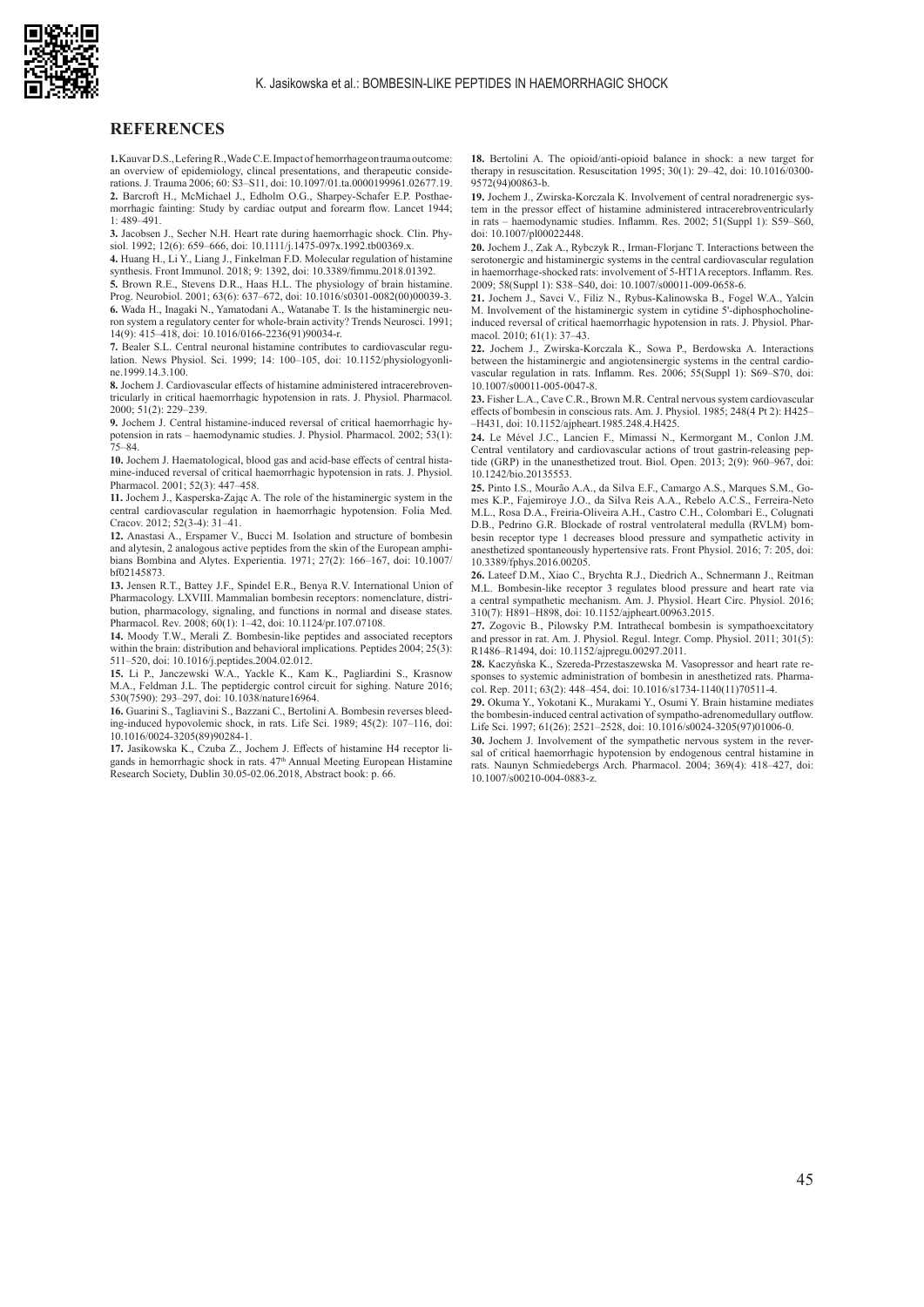## REFERENCES

**1.** Kauvar D.S., Lefering R., Wade C.E. Impact of hemorrhage on trauma outcome: an overview of epidemiology, clincal presentations, and therapeutic considerations. J. Trauma 2006; 60: S3–S11, doi: 10.1097/01.ta.0000199961.02677.19.

**2.** Barcroft H., McMichael J., Edholm O.G., Sharpey-Schafer E.P. Posthaemorrhagic fainting: Study by cardiac output and forearm flow. Lancet 1944; 1: 489–491.

**3.** Jacobsen J., Secher N.H. Heart rate during haemorrhagic shock. Clin. Physiol. 1992; 12(6): 659–666, doi: 10.1111/j.1475-097x.1992.tb00369.x.

**4.** Huang H., Li Y., Liang J., Finkelman F.D. Molecular regulation of histamine synthesis. Front Immunol. 2018; 9: 1392, doi: 10.3389/fimmu.2018.01392.

**5.** Brown R.E., Stevens D.R., Haas H.L. The physiology of brain histamine. Prog. Neurobiol. 2001; 63(6): 637–672, doi: 10.1016/s0301-0082(00)00039-3.

**6.** Wada H., Inagaki N., Yamatodani A., Watanabe T. Is the histaminergic neuron system a regulatory center for whole-brain activity? Trends Neurosci. 1991; 14(9): 415–418, doi: 10.1016/0166-2236(91)90034-r.

**7.** Bealer S.L. Central neuronal histamine contributes to cardiovascular regulation. News Physiol. Sci. 1999; 14: 100–105, doi: 10.1152/physiologyonline.1999.14.3.100.

**8.** Jochem J. Cardiovascular effects of histamine administered intracerebroventricularly in critical haemorrhagic hypotension in rats. J. Physiol. Pharmacol. 2000; 51(2): 229–239.

**9.** Jochem J. Central histamine-induced reversal of critical haemorrhagic hypotension in rats – haemodynamic studies. J. Physiol. Pharmacol. 2002; 53(1): 75–84.

**10.** Jochem J. Haematological, blood gas and acid-base effects of central histamine-induced reversal of critical haemorrhagic hypotension in rats. J. Physiol. Pharmacol. 2001; 52(3): 447–458.

**11.** Jochem J., Kasperska-Zając A. The role of the histaminergic system in the central cardiovascular regulation in haemorrhagic hypotension. Folia Med. Cracov. 2012; 52(3-4): 31–41.

**12.** Anastasi A., Erspamer V., Bucci M. Isolation and structure of bombesin and alytesin, 2 analogous active peptides from the skin of the European amphibians Bombina and Alytes. Experientia. 1971; 27(2): 166–167, doi: 10.1007/bf02145873.

**13.** Jensen R.T., Battey J.F., Spindel E.R., Benya R.V. International Union of Pharmacology. LXVIII. Mammalian bombesin receptors: nomenclature, distribution, pharmacology, signaling, and functions in normal and disease states. Pharmacol. Rev. 2008; 60(1): 1–42, doi: 10.1124/pr.107.07108.

**14.** Moody T.W., Merali Z. Bombesin-like peptides and associated receptors within the brain: distribution and behavioral implications. Peptides 2004; 25(3): 511–520, doi: 10.1016/j.peptides.2004.02.012.

**15.** Li P., Janczewski W.A., Yackle K., Kam K., Pagliardini S., Krasnow M.A., Feldman J.L. The peptidergic control circuit for sighing. Nature 2016; 530(7590): 293–297, doi: 10.1038/nature16964.

**16.** Guarini S., Tagliavini S., Bazzani C., Bertolini A. Bombesin reverses bleeding-induced hypovolemic shock, in rats. Life Sci. 1989; 45(2): 107–116, doi: 10.1016/0024-3205(89)90284-1.

**17.** Jasikowska K., Czuba Z., Jochem J. Effects of histamine H4 receptor ligands in hemorrhagic shock in rats. 47th Annual Meeting European Histamine Research Society, Dublin 30.05-02.06.2018, Abstract book: p. 66.

**18.** Bertolini A. The opioid/anti-opioid balance in shock: a new target for therapy in resuscitation. Resuscitation 1995; 30(1): 29–42, doi: 10.1016/0300-9572(94)00863-b.

**19.** Jochem J., Zwirska-Korczala K. Involvement of central noradrenergic system in the pressor effect of histamine administered intracerebroventricularly in rats – haemodynamic studies. Inflamm. Res. 2002; 51(Suppl 1): S59–S60, doi: 10.1007/pl00022448.

**20.** Jochem J., Zak A., Rybczyk R., Irman-Florjanc T. Interactions between the serotonergic and histaminergic systems in the central cardiovascular regulation in haemorrhage-shocked rats: involvement of 5-HT1A receptors. Inflamm. Res. 2009; 58(Suppl 1): S38–S40, doi: 10.1007/s00011-009-0658-6.

**21.** Jochem J., Savci V., Filiz N., Rybus-Kalinowska B., Fogel W.A., Yalcin M. Involvement of the histaminergic system in cytidine 5'-diphosphocholine-induced reversal of critical haemorrhagic hypotension in rats. J. Physiol. Pharmacol. 2010; 61(1): 37–43.

**22.** Jochem J., Zwirska-Korczala K., Sowa P., Berdowska A. Interactions between the histaminergic and angiotensinergic systems in the central cardiovascular regulation in rats. Inflamm. Res. 2006; 55(Suppl 1): S69–S70, doi: 10.1007/s00011-005-0047-8.

**23.** Fisher L.A., Cave C.R., Brown M.R. Central nervous system cardiovascular effects of bombesin in conscious rats. Am. J. Physiol. 1985; 248(4 Pt 2): H425––H431, doi: 10.1152/ajpheart.1985.248.4.H425.

**24.** Le Mével J.C., Lancien F., Mimassi N., Kermorgant M., Conlon J.M. Central ventilatory and cardiovascular actions of trout gastrin-releasing peptide (GRP) in the unanesthetized trout. Biol. Open. 2013; 2(9): 960–967, doi: 10.1242/bio.20135553.

**25.** Pinto I.S., Mourão A.A., da Silva E.F., Camargo A.S., Marques S.M., Gomes K.P., Fajemiroye J.O., da Silva Reis A.A., Rebelo A.C.S., Ferreira-Neto M.L., Rosa D.A., Freiria-Oliveira A.H., Castro C.H., Colombari E., Colugnati D.B., Pedrino G.R. Blockade of rostral ventrolateral medulla (RVLM) bombesin receptor type 1 decreases blood pressure and sympathetic activity in anesthetized spontaneously hypertensive rats. Front Physiol. 2016; 7: 205, doi: 10.3389/fphys.2016.00205.

**26.** Lateef D.M., Xiao C., Brychta R.J., Diedrich A., Schnermann J., Reitman M.L. Bombesin-like receptor 3 regulates blood pressure and heart rate via a central sympathetic mechanism. Am. J. Physiol. Heart Circ. Physiol. 2016; 310(7): H891–H898, doi: 10.1152/ajpheart.00963.2015.

**27.** Zogovic B., Pilowsky P.M. Intrathecal bombesin is sympathoexcitatory and pressor in rat. Am. J. Physiol. Regul. Integr. Comp. Physiol. 2011; 301(5): R1486–R1494, doi: 10.1152/ajpregu.00297.2011.

**28.** Kaczyńska K., Szereda-Przestaszewska M. Vasopressor and heart rate responses to systemic administration of bombesin in anesthetized rats. Pharmacol. Rep. 2011; 63(2): 448–454, doi: 10.1016/s1734-1140(11)70511-4.

**29.** Okuma Y., Yokotani K., Murakami Y., Osumi Y. Brain histamine mediates the bombesin-induced central activation of sympatho-adrenomedullary outflow. Life Sci. 1997; 61(26): 2521–2528, doi: 10.1016/s0024-3205(97)01006-0.

**30.** Jochem J. Involvement of the sympathetic nervous system in the reversal of critical haemorrhagic hypotension by endogenous central histamine in rats. Naunyn Schmiedebergs Arch. Pharmacol. 2004; 369(4): 418–427, doi: 10.1007/s00210-004-0883-z.